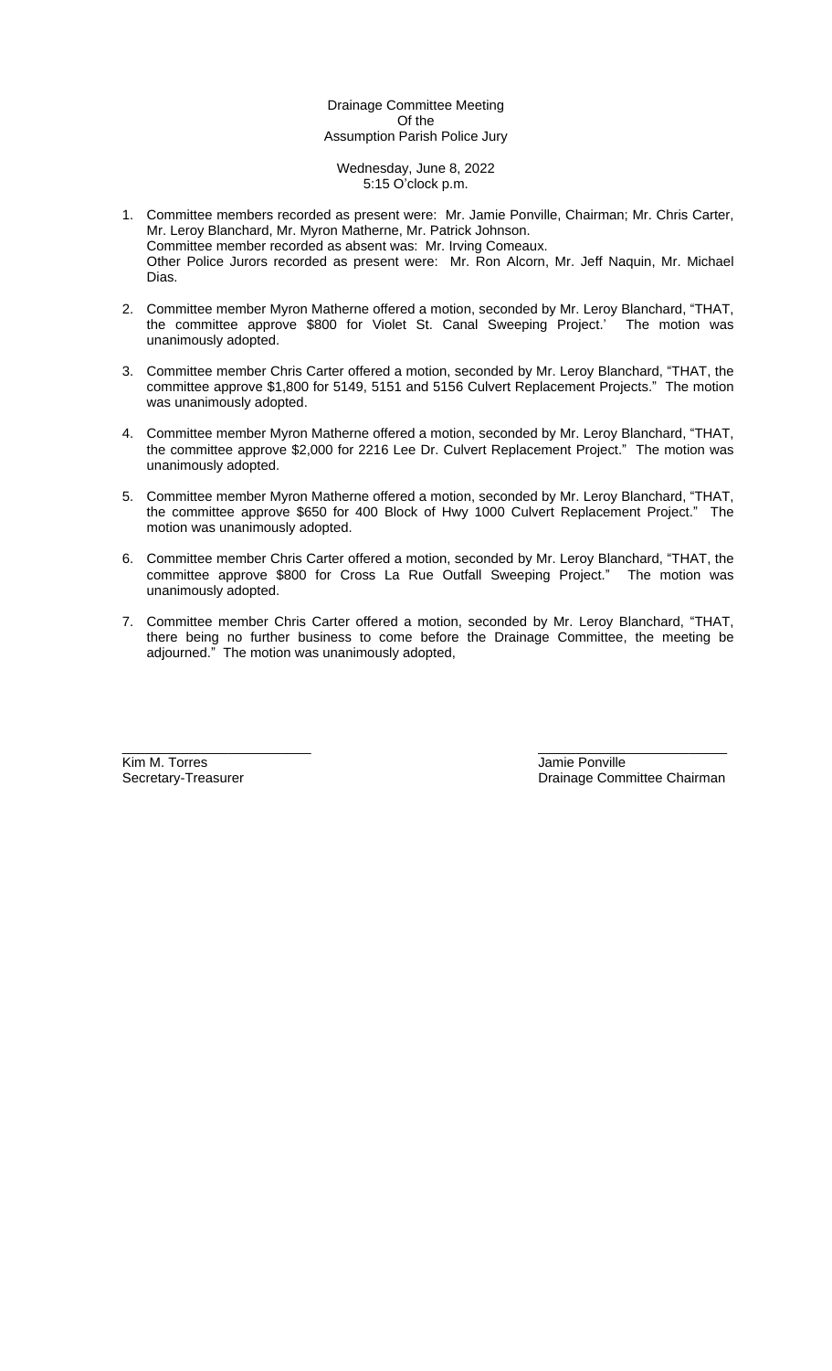Drainage Committee Meeting
Of the
Assumption Parish Police Jury

Wednesday, June 8, 2022
5:15 O'clock p.m.

1. Committee members recorded as present were: Mr. Jamie Ponville, Chairman; Mr. Chris Carter, Mr. Leroy Blanchard, Mr. Myron Matherne, Mr. Patrick Johnson.
   Committee member recorded as absent was: Mr. Irving Comeaux.
   Other Police Jurors recorded as present were: Mr. Ron Alcorn, Mr. Jeff Naquin, Mr. Michael Dias.

2. Committee member Myron Matherne offered a motion, seconded by Mr. Leroy Blanchard, "THAT, the committee approve $800 for Violet St. Canal Sweeping Project.' The motion was unanimously adopted.

3. Committee member Chris Carter offered a motion, seconded by Mr. Leroy Blanchard, "THAT, the committee approve $1,800 for 5149, 5151 and 5156 Culvert Replacement Projects." The motion was unanimously adopted.

4. Committee member Myron Matherne offered a motion, seconded by Mr. Leroy Blanchard, "THAT, the committee approve $2,000 for 2216 Lee Dr. Culvert Replacement Project." The motion was unanimously adopted.

5. Committee member Myron Matherne offered a motion, seconded by Mr. Leroy Blanchard, "THAT, the committee approve $650 for 400 Block of Hwy 1000 Culvert Replacement Project." The motion was unanimously adopted.

6. Committee member Chris Carter offered a motion, seconded by Mr. Leroy Blanchard, "THAT, the committee approve $800 for Cross La Rue Outfall Sweeping Project." The motion was unanimously adopted.

7. Committee member Chris Carter offered a motion, seconded by Mr. Leroy Blanchard, "THAT, there being no further business to come before the Drainage Committee, the meeting be adjourned." The motion was unanimously adopted,

\_\_\_\_\_\_\_\_\_\_\_\_\_\_\_\_\_\_\_\_\_\_\_\_
Kim M. Torres
Secretary-Treasurer

\_\_\_\_\_\_\_\_\_\_\_\_\_\_\_\_\_\_\_\_\_\_\_\_
Jamie Ponville
Drainage Committee Chairman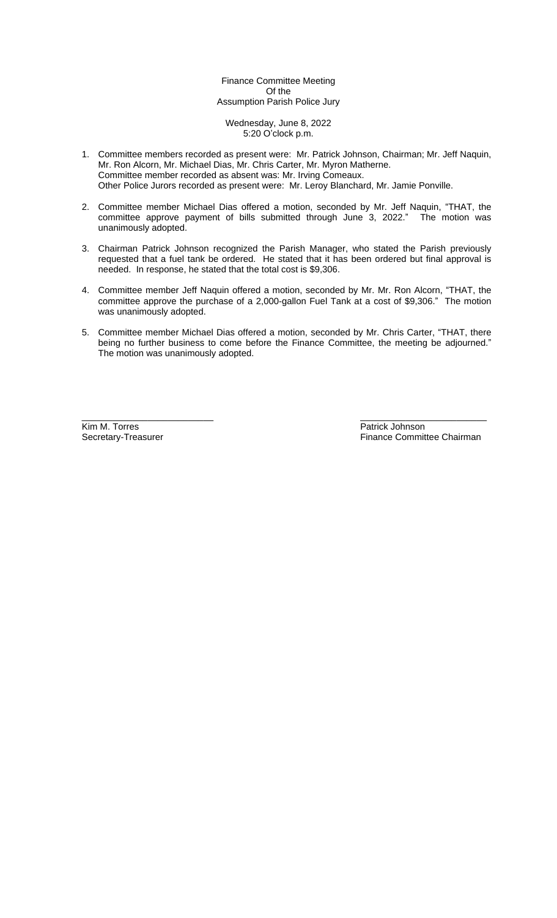Finance Committee Meeting
Of the
Assumption Parish Police Jury

Wednesday, June 8, 2022
5:20 O'clock p.m.

1. Committee members recorded as present were: Mr. Patrick Johnson, Chairman; Mr. Jeff Naquin, Mr. Ron Alcorn, Mr. Michael Dias, Mr. Chris Carter, Mr. Myron Matherne.
   Committee member recorded as absent was: Mr. Irving Comeaux.
   Other Police Jurors recorded as present were: Mr. Leroy Blanchard, Mr. Jamie Ponville.

2. Committee member Michael Dias offered a motion, seconded by Mr. Jeff Naquin, "THAT, the committee approve payment of bills submitted through June 3, 2022." The motion was unanimously adopted.

3. Chairman Patrick Johnson recognized the Parish Manager, who stated the Parish previously requested that a fuel tank be ordered. He stated that it has been ordered but final approval is needed. In response, he stated that the total cost is $9,306.

4. Committee member Jeff Naquin offered a motion, seconded by Mr. Mr. Ron Alcorn, "THAT, the committee approve the purchase of a 2,000-gallon Fuel Tank at a cost of $9,306." The motion was unanimously adopted.

5. Committee member Michael Dias offered a motion, seconded by Mr. Chris Carter, "THAT, there being no further business to come before the Finance Committee, the meeting be adjourned." The motion was unanimously adopted.

\_\_\_\_\_\_\_\_\_\_\_\_\_\_\_\_\_\_\_\_\_\_\_\_\_\_
Kim M. Torres
Secretary-Treasurer

\_\_\_\_\_\_\_\_\_\_\_\_\_\_\_\_\_\_\_\_\_\_\_\_\_\_
Patrick Johnson
Finance Committee Chairman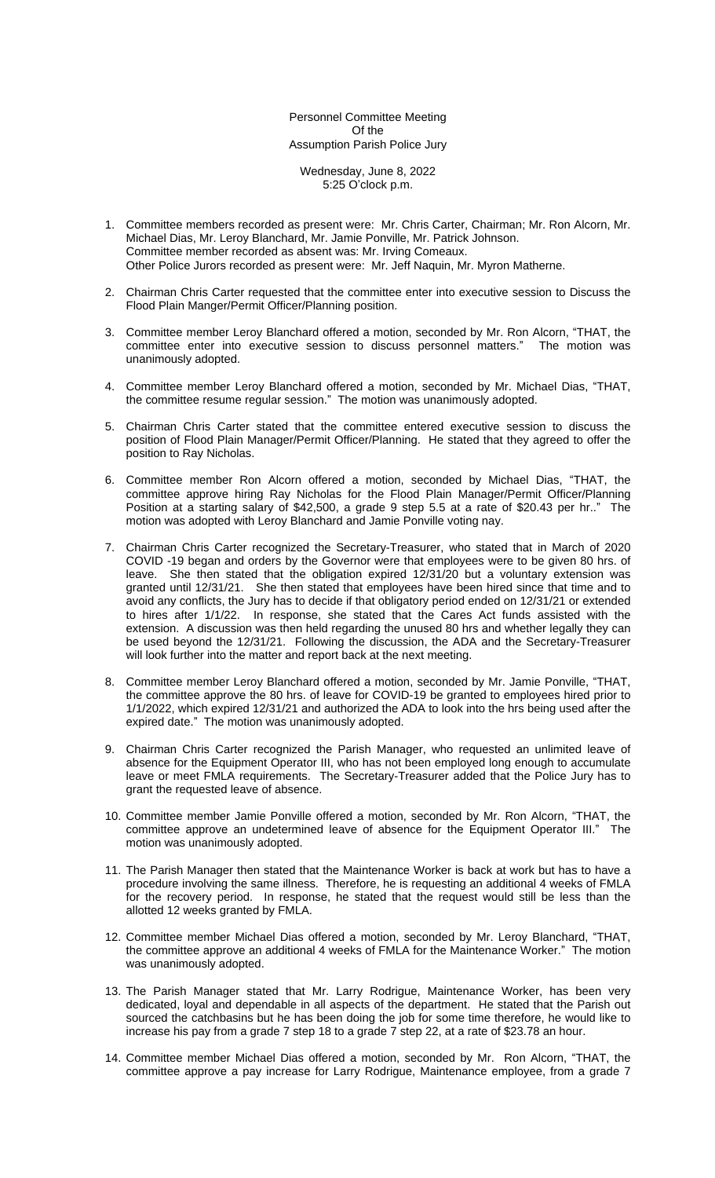Personnel Committee Meeting
Of the
Assumption Parish Police Jury

Wednesday, June 8, 2022
5:25 O'clock p.m.

1. Committee members recorded as present were: Mr. Chris Carter, Chairman; Mr. Ron Alcorn, Mr. Michael Dias, Mr. Leroy Blanchard, Mr. Jamie Ponville, Mr. Patrick Johnson.
   Committee member recorded as absent was: Mr. Irving Comeaux.
   Other Police Jurors recorded as present were: Mr. Jeff Naquin, Mr. Myron Matherne.

2. Chairman Chris Carter requested that the committee enter into executive session to Discuss the Flood Plain Manger/Permit Officer/Planning position.

3. Committee member Leroy Blanchard offered a motion, seconded by Mr. Ron Alcorn, "THAT, the committee enter into executive session to discuss personnel matters." The motion was unanimously adopted.

4. Committee member Leroy Blanchard offered a motion, seconded by Mr. Michael Dias, "THAT, the committee resume regular session." The motion was unanimously adopted.

5. Chairman Chris Carter stated that the committee entered executive session to discuss the position of Flood Plain Manager/Permit Officer/Planning. He stated that they agreed to offer the position to Ray Nicholas.

6. Committee member Ron Alcorn offered a motion, seconded by Michael Dias, "THAT, the committee approve hiring Ray Nicholas for the Flood Plain Manager/Permit Officer/Planning Position at a starting salary of $42,500, a grade 9 step 5.5 at a rate of $20.43 per hr.." The motion was adopted with Leroy Blanchard and Jamie Ponville voting nay.

7. Chairman Chris Carter recognized the Secretary-Treasurer, who stated that in March of 2020 COVID -19 began and orders by the Governor were that employees were to be given 80 hrs. of leave. She then stated that the obligation expired 12/31/20 but a voluntary extension was granted until 12/31/21. She then stated that employees have been hired since that time and to avoid any conflicts, the Jury has to decide if that obligatory period ended on 12/31/21 or extended to hires after 1/1/22. In response, she stated that the Cares Act funds assisted with the extension. A discussion was then held regarding the unused 80 hrs and whether legally they can be used beyond the 12/31/21. Following the discussion, the ADA and the Secretary-Treasurer will look further into the matter and report back at the next meeting.

8. Committee member Leroy Blanchard offered a motion, seconded by Mr. Jamie Ponville, "THAT, the committee approve the 80 hrs. of leave for COVID-19 be granted to employees hired prior to 1/1/2022, which expired 12/31/21 and authorized the ADA to look into the hrs being used after the expired date." The motion was unanimously adopted.

9. Chairman Chris Carter recognized the Parish Manager, who requested an unlimited leave of absence for the Equipment Operator III, who has not been employed long enough to accumulate leave or meet FMLA requirements. The Secretary-Treasurer added that the Police Jury has to grant the requested leave of absence.

10. Committee member Jamie Ponville offered a motion, seconded by Mr. Ron Alcorn, "THAT, the committee approve an undetermined leave of absence for the Equipment Operator III." The motion was unanimously adopted.

11. The Parish Manager then stated that the Maintenance Worker is back at work but has to have a procedure involving the same illness. Therefore, he is requesting an additional 4 weeks of FMLA for the recovery period. In response, he stated that the request would still be less than the allotted 12 weeks granted by FMLA.

12. Committee member Michael Dias offered a motion, seconded by Mr. Leroy Blanchard, "THAT, the committee approve an additional 4 weeks of FMLA for the Maintenance Worker." The motion was unanimously adopted.

13. The Parish Manager stated that Mr. Larry Rodrigue, Maintenance Worker, has been very dedicated, loyal and dependable in all aspects of the department. He stated that the Parish out sourced the catchbasins but he has been doing the job for some time therefore, he would like to increase his pay from a grade 7 step 18 to a grade 7 step 22, at a rate of $23.78 an hour.

14. Committee member Michael Dias offered a motion, seconded by Mr. Ron Alcorn, "THAT, the committee approve a pay increase for Larry Rodrigue, Maintenance employee, from a grade 7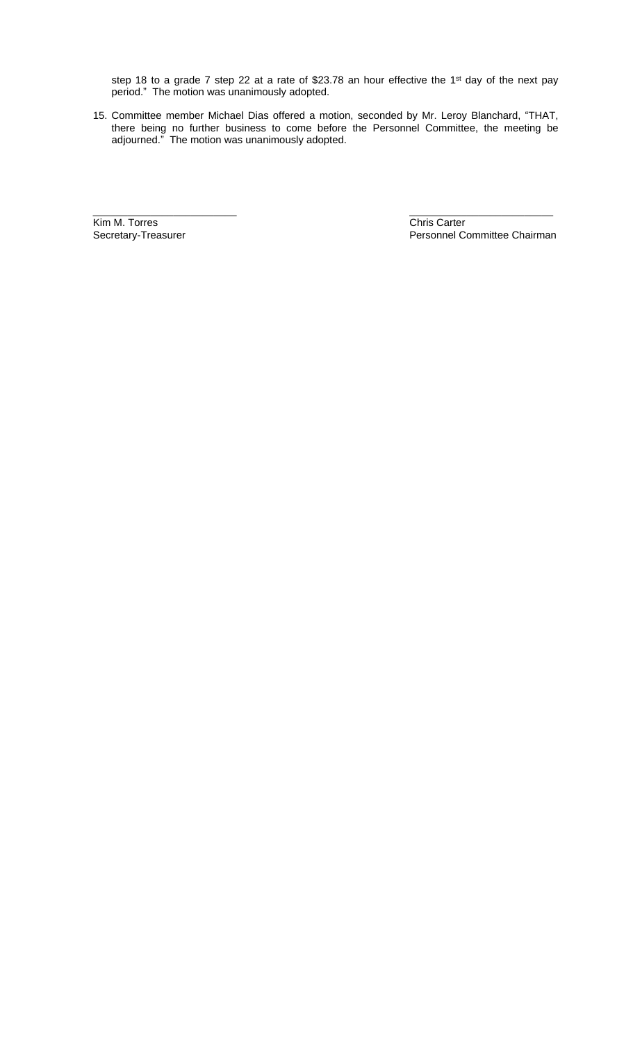step 18 to a grade 7 step 22 at a rate of $23.78 an hour effective the 1st day of the next pay period." The motion was unanimously adopted.

15. Committee member Michael Dias offered a motion, seconded by Mr. Leroy Blanchard, "THAT, there being no further business to come before the Personnel Committee, the meeting be adjourned." The motion was unanimously adopted.

| _________________________ | _________________________ |
|---|---|
| Kim M. Torres | Chris Carter |
| Secretary-Treasurer | Personnel Committee Chairman |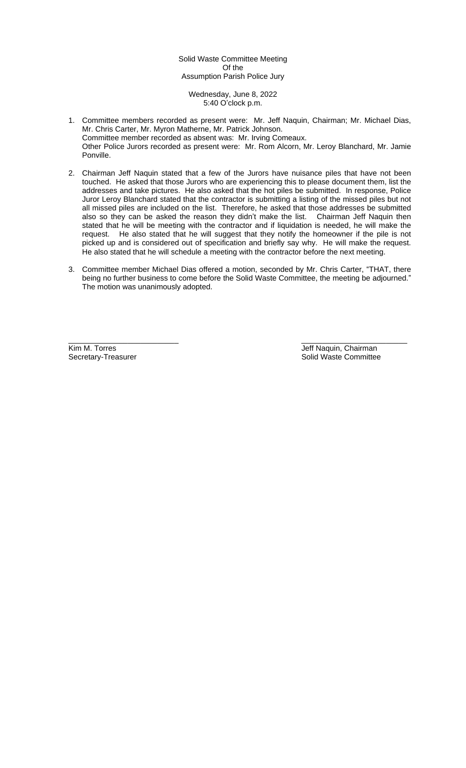Solid Waste Committee Meeting
Of the
Assumption Parish Police Jury

Wednesday, June 8, 2022
5:40 O'clock p.m.

1. Committee members recorded as present were: Mr. Jeff Naquin, Chairman; Mr. Michael Dias, Mr. Chris Carter, Mr. Myron Matherne, Mr. Patrick Johnson.
   Committee member recorded as absent was: Mr. Irving Comeaux.
   Other Police Jurors recorded as present were: Mr. Rom Alcorn, Mr. Leroy Blanchard, Mr. Jamie Ponville.

2. Chairman Jeff Naquin stated that a few of the Jurors have nuisance piles that have not been touched. He asked that those Jurors who are experiencing this to please document them, list the addresses and take pictures. He also asked that the hot piles be submitted. In response, Police Juror Leroy Blanchard stated that the contractor is submitting a listing of the missed piles but not all missed piles are included on the list. Therefore, he asked that those addresses be submitted also so they can be asked the reason they didn't make the list. Chairman Jeff Naquin then stated that he will be meeting with the contractor and if liquidation is needed, he will make the request. He also stated that he will suggest that they notify the homeowner if the pile is not picked up and is considered out of specification and briefly say why. He will make the request. He also stated that he will schedule a meeting with the contractor before the next meeting.

3. Committee member Michael Dias offered a motion, seconded by Mr. Chris Carter, "THAT, there being no further business to come before the Solid Waste Committee, the meeting be adjourned." The motion was unanimously adopted.

\_\_\_\_\_\_\_\_\_\_\_\_\_\_\_\_\_\_\_\_\_\_\_\_\_\_
Kim M. Torres
Secretary-Treasurer

\_\_\_\_\_\_\_\_\_\_\_\_\_\_\_\_\_\_\_\_\_\_\_\_\_\_
Jeff Naquin, Chairman
Solid Waste Committee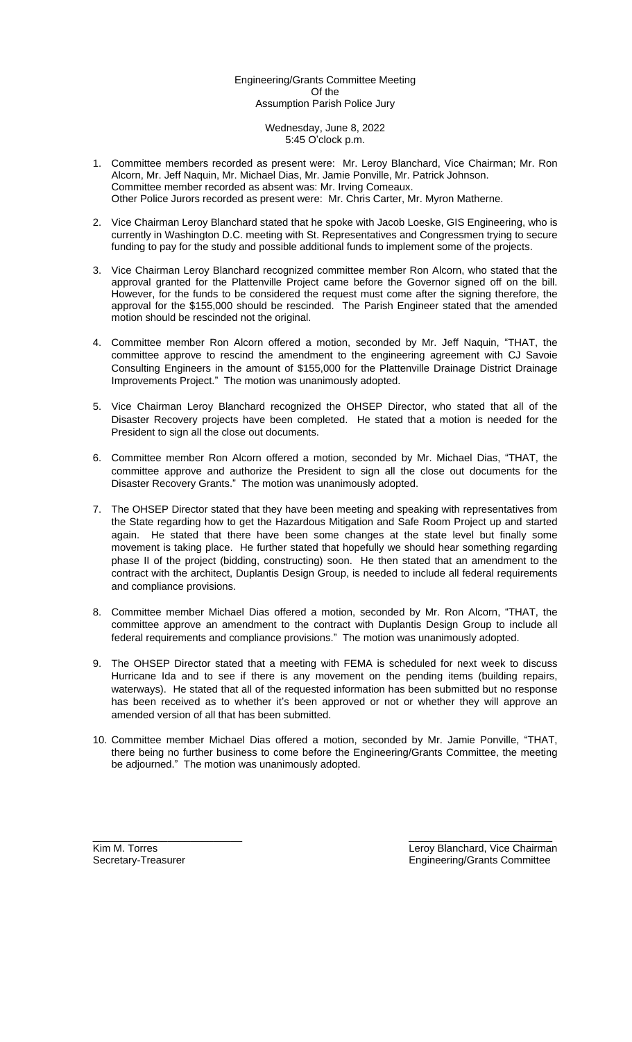Engineering/Grants Committee Meeting
Of the
Assumption Parish Police Jury

Wednesday, June 8, 2022
5:45 O'clock p.m.

1. Committee members recorded as present were: Mr. Leroy Blanchard, Vice Chairman; Mr. Ron Alcorn, Mr. Jeff Naquin, Mr. Michael Dias, Mr. Jamie Ponville, Mr. Patrick Johnson.
   Committee member recorded as absent was: Mr. Irving Comeaux.
   Other Police Jurors recorded as present were: Mr. Chris Carter, Mr. Myron Matherne.

2. Vice Chairman Leroy Blanchard stated that he spoke with Jacob Loeske, GIS Engineering, who is currently in Washington D.C. meeting with St. Representatives and Congressmen trying to secure funding to pay for the study and possible additional funds to implement some of the projects.

3. Vice Chairman Leroy Blanchard recognized committee member Ron Alcorn, who stated that the approval granted for the Plattenville Project came before the Governor signed off on the bill. However, for the funds to be considered the request must come after the signing therefore, the approval for the $155,000 should be rescinded. The Parish Engineer stated that the amended motion should be rescinded not the original.

4. Committee member Ron Alcorn offered a motion, seconded by Mr. Jeff Naquin, "THAT, the committee approve to rescind the amendment to the engineering agreement with CJ Savoie Consulting Engineers in the amount of $155,000 for the Plattenville Drainage District Drainage Improvements Project." The motion was unanimously adopted.

5. Vice Chairman Leroy Blanchard recognized the OHSEP Director, who stated that all of the Disaster Recovery projects have been completed. He stated that a motion is needed for the President to sign all the close out documents.

6. Committee member Ron Alcorn offered a motion, seconded by Mr. Michael Dias, "THAT, the committee approve and authorize the President to sign all the close out documents for the Disaster Recovery Grants." The motion was unanimously adopted.

7. The OHSEP Director stated that they have been meeting and speaking with representatives from the State regarding how to get the Hazardous Mitigation and Safe Room Project up and started again. He stated that there have been some changes at the state level but finally some movement is taking place. He further stated that hopefully we should hear something regarding phase II of the project (bidding, constructing) soon. He then stated that an amendment to the contract with the architect, Duplantis Design Group, is needed to include all federal requirements and compliance provisions.

8. Committee member Michael Dias offered a motion, seconded by Mr. Ron Alcorn, "THAT, the committee approve an amendment to the contract with Duplantis Design Group to include all federal requirements and compliance provisions." The motion was unanimously adopted.

9. The OHSEP Director stated that a meeting with FEMA is scheduled for next week to discuss Hurricane Ida and to see if there is any movement on the pending items (building repairs, waterways). He stated that all of the requested information has been submitted but no response has been received as to whether it's been approved or not or whether they will approve an amended version of all that has been submitted.

10. Committee member Michael Dias offered a motion, seconded by Mr. Jamie Ponville, "THAT, there being no further business to come before the Engineering/Grants Committee, the meeting be adjourned." The motion was unanimously adopted.

_________________________
Kim M. Torres
Secretary-Treasurer

_________________________
Leroy Blanchard, Vice Chairman
Engineering/Grants Committee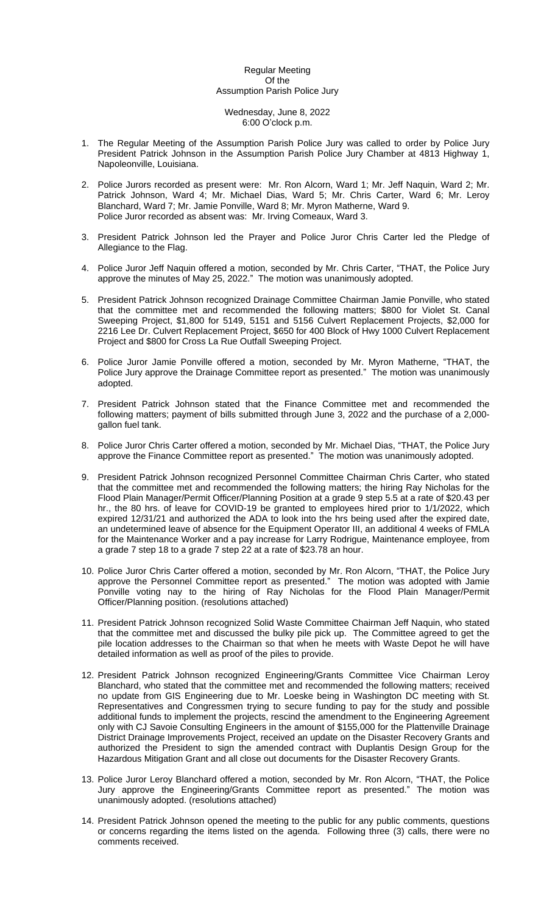Regular Meeting
Of the
Assumption Parish Police Jury

Wednesday, June 8, 2022
6:00 O'clock p.m.

1. The Regular Meeting of the Assumption Parish Police Jury was called to order by Police Jury President Patrick Johnson in the Assumption Parish Police Jury Chamber at 4813 Highway 1, Napoleonville, Louisiana.

2. Police Jurors recorded as present were: Mr. Ron Alcorn, Ward 1; Mr. Jeff Naquin, Ward 2; Mr. Patrick Johnson, Ward 4; Mr. Michael Dias, Ward 5; Mr. Chris Carter, Ward 6; Mr. Leroy Blanchard, Ward 7; Mr. Jamie Ponville, Ward 8; Mr. Myron Matherne, Ward 9.
Police Juror recorded as absent was: Mr. Irving Comeaux, Ward 3.

3. President Patrick Johnson led the Prayer and Police Juror Chris Carter led the Pledge of Allegiance to the Flag.

4. Police Juror Jeff Naquin offered a motion, seconded by Mr. Chris Carter, "THAT, the Police Jury approve the minutes of May 25, 2022." The motion was unanimously adopted.

5. President Patrick Johnson recognized Drainage Committee Chairman Jamie Ponville, who stated that the committee met and recommended the following matters; $800 for Violet St. Canal Sweeping Project, $1,800 for 5149, 5151 and 5156 Culvert Replacement Projects, $2,000 for 2216 Lee Dr. Culvert Replacement Project, $650 for 400 Block of Hwy 1000 Culvert Replacement Project and $800 for Cross La Rue Outfall Sweeping Project.

6. Police Juror Jamie Ponville offered a motion, seconded by Mr. Myron Matherne, "THAT, the Police Jury approve the Drainage Committee report as presented." The motion was unanimously adopted.

7. President Patrick Johnson stated that the Finance Committee met and recommended the following matters; payment of bills submitted through June 3, 2022 and the purchase of a 2,000-gallon fuel tank.

8. Police Juror Chris Carter offered a motion, seconded by Mr. Michael Dias, "THAT, the Police Jury approve the Finance Committee report as presented." The motion was unanimously adopted.

9. President Patrick Johnson recognized Personnel Committee Chairman Chris Carter, who stated that the committee met and recommended the following matters; the hiring Ray Nicholas for the Flood Plain Manager/Permit Officer/Planning Position at a grade 9 step 5.5 at a rate of $20.43 per hr., the 80 hrs. of leave for COVID-19 be granted to employees hired prior to 1/1/2022, which expired 12/31/21 and authorized the ADA to look into the hrs being used after the expired date, an undetermined leave of absence for the Equipment Operator III, an additional 4 weeks of FMLA for the Maintenance Worker and a pay increase for Larry Rodrigue, Maintenance employee, from a grade 7 step 18 to a grade 7 step 22 at a rate of $23.78 an hour.

10. Police Juror Chris Carter offered a motion, seconded by Mr. Ron Alcorn, "THAT, the Police Jury approve the Personnel Committee report as presented." The motion was adopted with Jamie Ponville voting nay to the hiring of Ray Nicholas for the Flood Plain Manager/Permit Officer/Planning position. (resolutions attached)

11. President Patrick Johnson recognized Solid Waste Committee Chairman Jeff Naquin, who stated that the committee met and discussed the bulky pile pick up. The Committee agreed to get the pile location addresses to the Chairman so that when he meets with Waste Depot he will have detailed information as well as proof of the piles to provide.

12. President Patrick Johnson recognized Engineering/Grants Committee Vice Chairman Leroy Blanchard, who stated that the committee met and recommended the following matters; received no update from GIS Engineering due to Mr. Loeske being in Washington DC meeting with St. Representatives and Congressmen trying to secure funding to pay for the study and possible additional funds to implement the projects, rescind the amendment to the Engineering Agreement only with CJ Savoie Consulting Engineers in the amount of $155,000 for the Plattenville Drainage District Drainage Improvements Project, received an update on the Disaster Recovery Grants and authorized the President to sign the amended contract with Duplantis Design Group for the Hazardous Mitigation Grant and all close out documents for the Disaster Recovery Grants.

13. Police Juror Leroy Blanchard offered a motion, seconded by Mr. Ron Alcorn, "THAT, the Police Jury approve the Engineering/Grants Committee report as presented." The motion was unanimously adopted. (resolutions attached)

14. President Patrick Johnson opened the meeting to the public for any public comments, questions or concerns regarding the items listed on the agenda. Following three (3) calls, there were no comments received.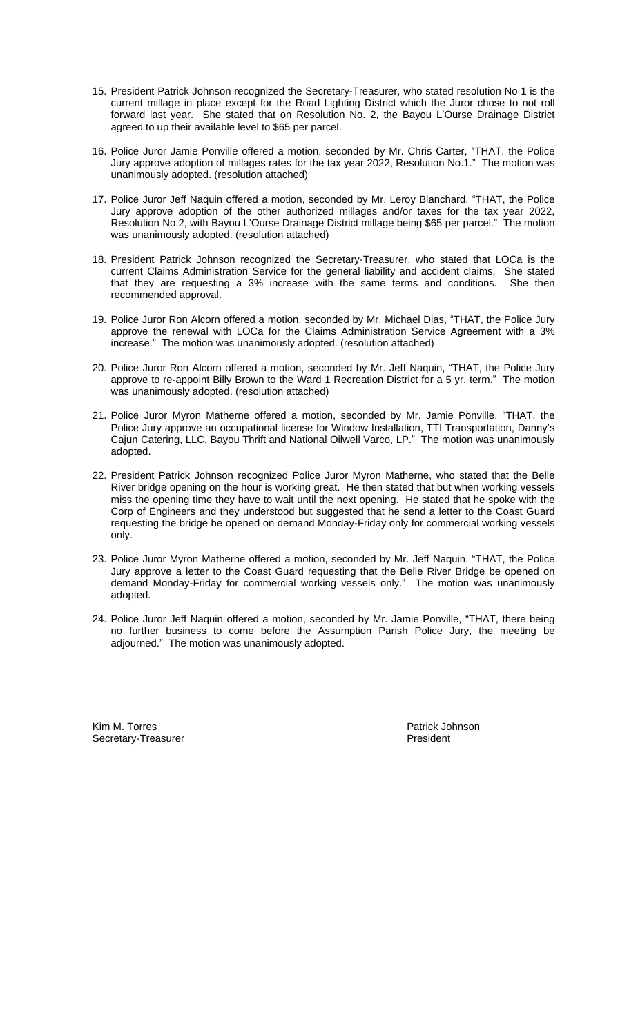15. President Patrick Johnson recognized the Secretary-Treasurer, who stated resolution No 1 is the current millage in place except for the Road Lighting District which the Juror chose to not roll forward last year. She stated that on Resolution No. 2, the Bayou L'Ourse Drainage District agreed to up their available level to $65 per parcel.

16. Police Juror Jamie Ponville offered a motion, seconded by Mr. Chris Carter, "THAT, the Police Jury approve adoption of millages rates for the tax year 2022, Resolution No.1." The motion was unanimously adopted. (resolution attached)

17. Police Juror Jeff Naquin offered a motion, seconded by Mr. Leroy Blanchard, "THAT, the Police Jury approve adoption of the other authorized millages and/or taxes for the tax year 2022, Resolution No.2, with Bayou L'Ourse Drainage District millage being $65 per parcel." The motion was unanimously adopted. (resolution attached)

18. President Patrick Johnson recognized the Secretary-Treasurer, who stated that LOCa is the current Claims Administration Service for the general liability and accident claims. She stated that they are requesting a 3% increase with the same terms and conditions. She then recommended approval.

19. Police Juror Ron Alcorn offered a motion, seconded by Mr. Michael Dias, "THAT, the Police Jury approve the renewal with LOCa for the Claims Administration Service Agreement with a 3% increase." The motion was unanimously adopted. (resolution attached)

20. Police Juror Ron Alcorn offered a motion, seconded by Mr. Jeff Naquin, "THAT, the Police Jury approve to re-appoint Billy Brown to the Ward 1 Recreation District for a 5 yr. term." The motion was unanimously adopted. (resolution attached)

21. Police Juror Myron Matherne offered a motion, seconded by Mr. Jamie Ponville, "THAT, the Police Jury approve an occupational license for Window Installation, TTI Transportation, Danny's Cajun Catering, LLC, Bayou Thrift and National Oilwell Varco, LP." The motion was unanimously adopted.

22. President Patrick Johnson recognized Police Juror Myron Matherne, who stated that the Belle River bridge opening on the hour is working great. He then stated that but when working vessels miss the opening time they have to wait until the next opening. He stated that he spoke with the Corp of Engineers and they understood but suggested that he send a letter to the Coast Guard requesting the bridge be opened on demand Monday-Friday only for commercial working vessels only.

23. Police Juror Myron Matherne offered a motion, seconded by Mr. Jeff Naquin, "THAT, the Police Jury approve a letter to the Coast Guard requesting that the Belle River Bridge be opened on demand Monday-Friday for commercial working vessels only." The motion was unanimously adopted.

24. Police Juror Jeff Naquin offered a motion, seconded by Mr. Jamie Ponville, "THAT, there being no further business to come before the Assumption Parish Police Jury, the meeting be adjourned." The motion was unanimously adopted.

\_\_\_\_\_\_\_\_\_\_\_\_\_\_\_\_\_\_\_\_\_\_\_\_
Kim M. Torres
Secretary-Treasurer

\_\_\_\_\_\_\_\_\_\_\_\_\_\_\_\_\_\_\_\_\_\_\_\_
Patrick Johnson
President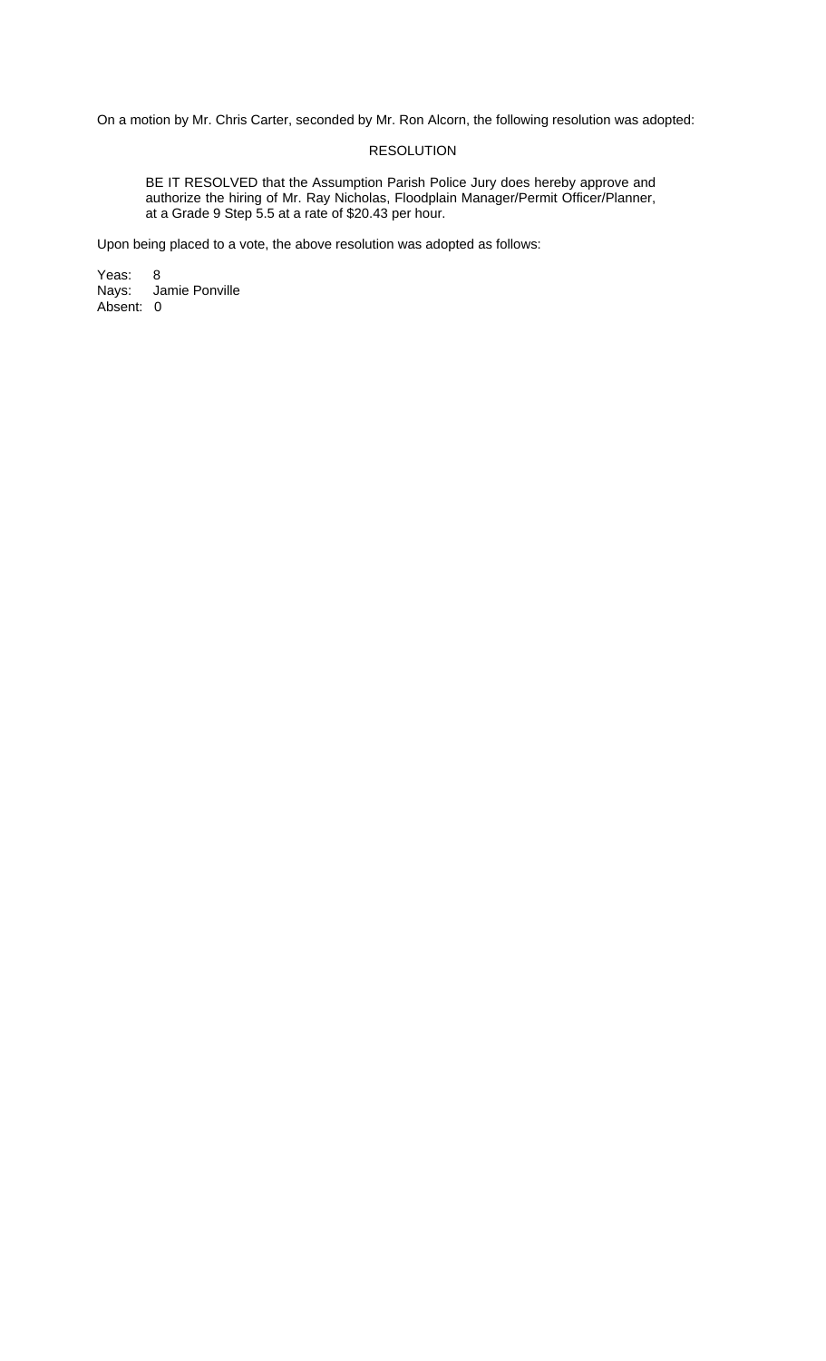On a motion by Mr. Chris Carter, seconded by Mr. Ron Alcorn, the following resolution was adopted:

RESOLUTION

> BE IT RESOLVED that the Assumption Parish Police Jury does hereby approve and authorize the hiring of Mr. Ray Nicholas, Floodplain Manager/Permit Officer/Planner, at a Grade 9 Step 5.5 at a rate of $20.43 per hour.

Upon being placed to a vote, the above resolution was adopted as follows:

Yeas: 8
Nays: Jamie Ponville
Absent: 0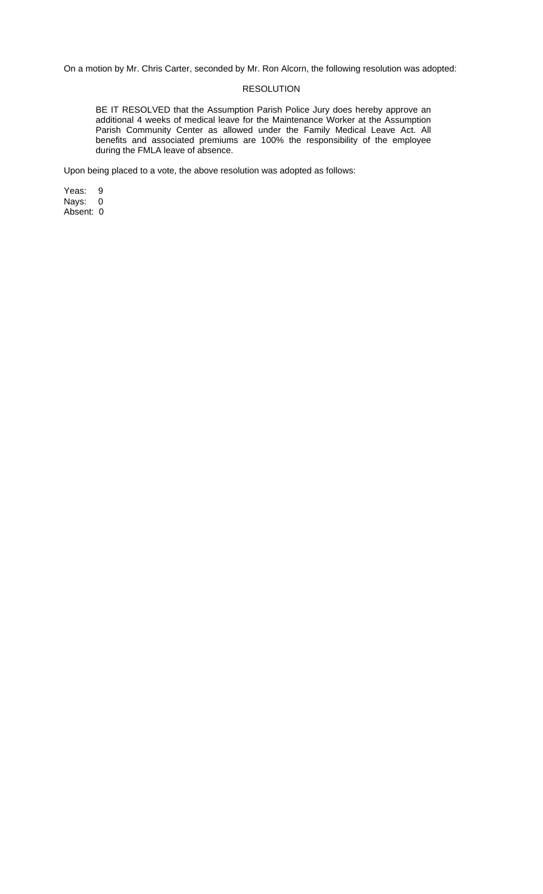On a motion by Mr. Chris Carter, seconded by Mr. Ron Alcorn, the following resolution was adopted:

RESOLUTION

> BE IT RESOLVED that the Assumption Parish Police Jury does hereby approve an additional 4 weeks of medical leave for the Maintenance Worker at the Assumption Parish Community Center as allowed under the Family Medical Leave Act. All benefits and associated premiums are 100% the responsibility of the employee during the FMLA leave of absence.

Upon being placed to a vote, the above resolution was adopted as follows:

Yeas: 9
Nays: 0
Absent: 0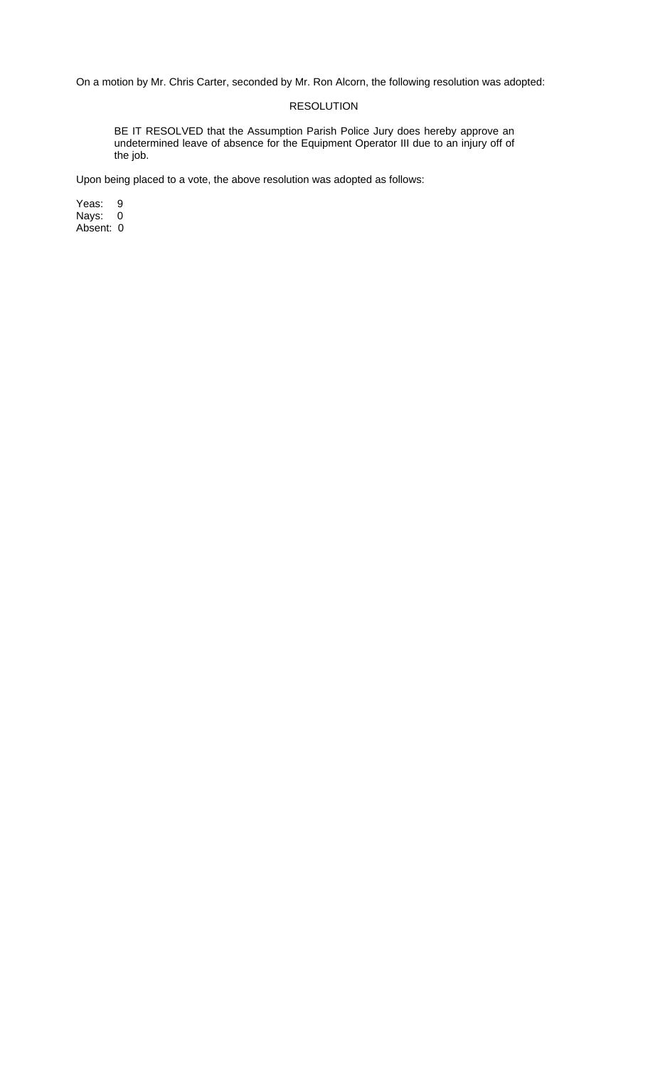On a motion by Mr. Chris Carter, seconded by Mr. Ron Alcorn, the following resolution was adopted:

RESOLUTION

> BE IT RESOLVED that the Assumption Parish Police Jury does hereby approve an undetermined leave of absence for the Equipment Operator III due to an injury off of the job.

Upon being placed to a vote, the above resolution was adopted as follows:

Yeas: 9
Nays: 0
Absent: 0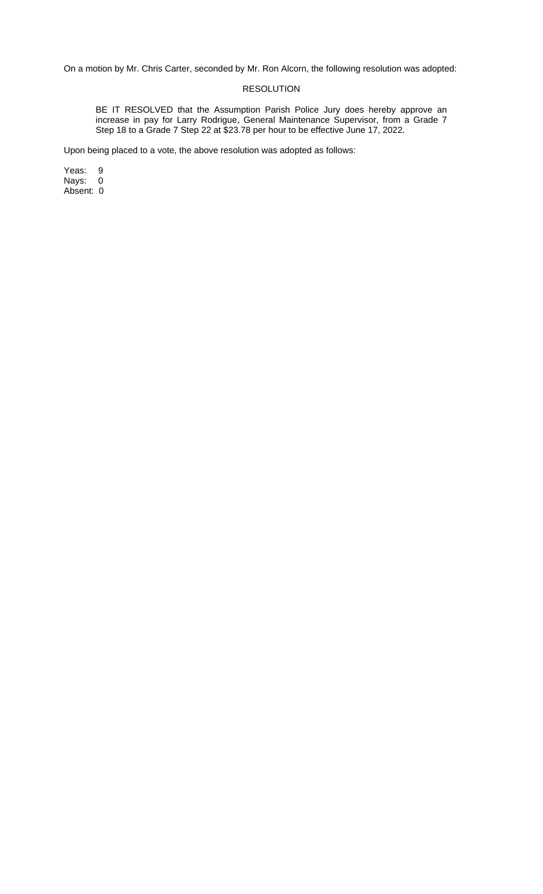On a motion by Mr. Chris Carter, seconded by Mr. Ron Alcorn, the following resolution was adopted:

RESOLUTION

> BE IT RESOLVED that the Assumption Parish Police Jury does hereby approve an increase in pay for Larry Rodrigue, General Maintenance Supervisor, from a Grade 7 Step 18 to a Grade 7 Step 22 at $23.78 per hour to be effective June 17, 2022.

Upon being placed to a vote, the above resolution was adopted as follows:

Yeas: 9
Nays: 0
Absent: 0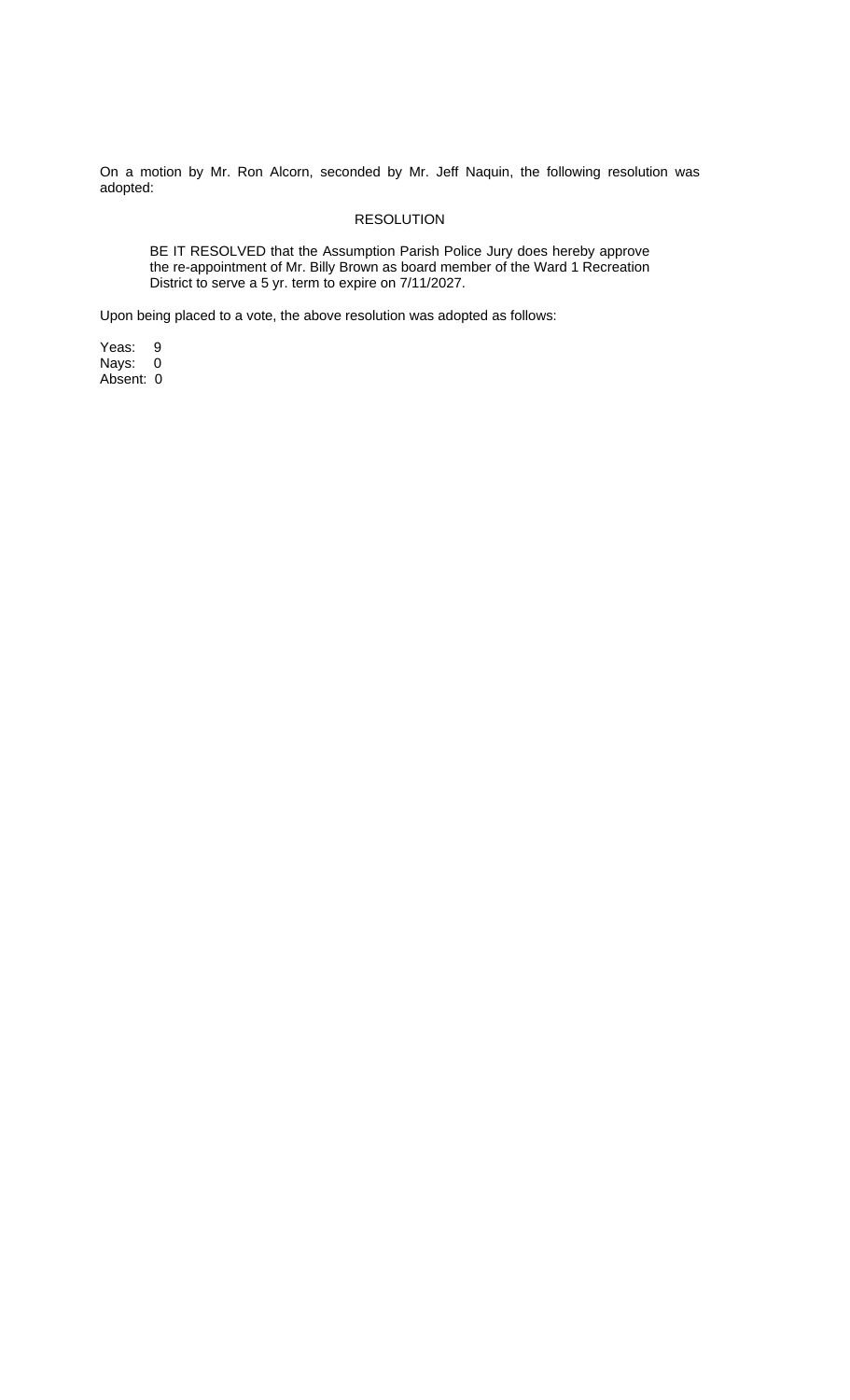On a motion by Mr. Ron Alcorn, seconded by Mr. Jeff Naquin, the following resolution was adopted:

RESOLUTION

> BE IT RESOLVED that the Assumption Parish Police Jury does hereby approve the re-appointment of Mr. Billy Brown as board member of the Ward 1 Recreation District to serve a 5 yr. term to expire on 7/11/2027.

Upon being placed to a vote, the above resolution was adopted as follows:

Yeas: 9
Nays: 0
Absent: 0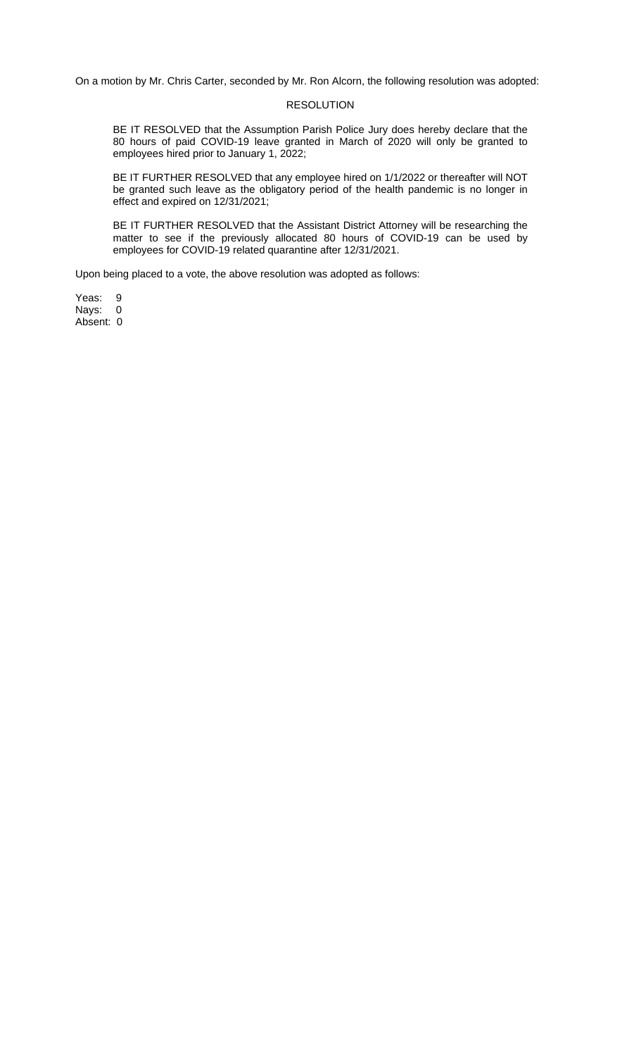On a motion by Mr. Chris Carter, seconded by Mr. Ron Alcorn, the following resolution was adopted:

RESOLUTION

BE IT RESOLVED that the Assumption Parish Police Jury does hereby declare that the 80 hours of paid COVID-19 leave granted in March of 2020 will only be granted to employees hired prior to January 1, 2022;

BE IT FURTHER RESOLVED that any employee hired on 1/1/2022 or thereafter will NOT be granted such leave as the obligatory period of the health pandemic is no longer in effect and expired on 12/31/2021;

BE IT FURTHER RESOLVED that the Assistant District Attorney will be researching the matter to see if the previously allocated 80 hours of COVID-19 can be used by employees for COVID-19 related quarantine after 12/31/2021.

Upon being placed to a vote, the above resolution was adopted as follows:

Yeas: 9
Nays: 0
Absent: 0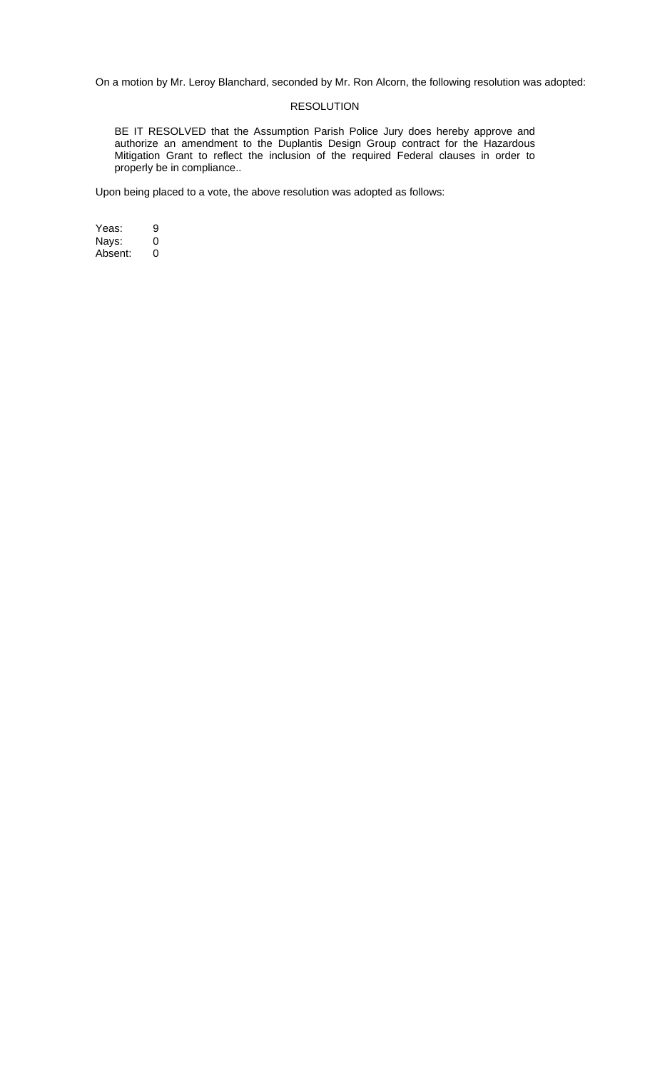On a motion by Mr. Leroy Blanchard, seconded by Mr. Ron Alcorn, the following resolution was adopted:

RESOLUTION

BE IT RESOLVED that the Assumption Parish Police Jury does hereby approve and authorize an amendment to the Duplantis Design Group contract for the Hazardous Mitigation Grant to reflect the inclusion of the required Federal clauses in order to properly be in compliance..

Upon being placed to a vote, the above resolution was adopted as follows:

Yeas: 9
Nays: 0
Absent: 0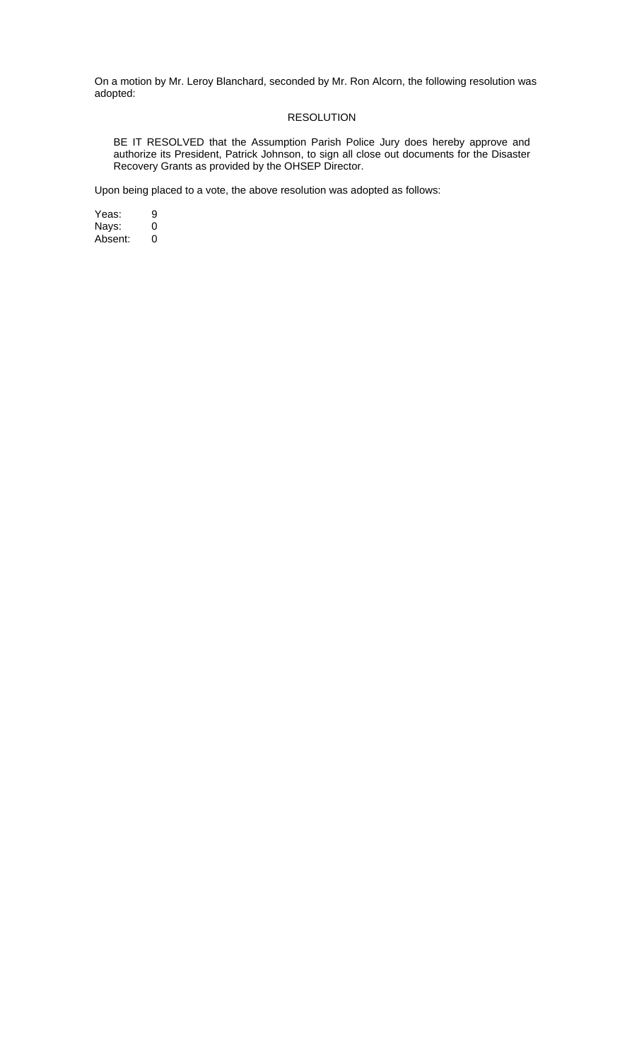On a motion by Mr. Leroy Blanchard, seconded by Mr. Ron Alcorn, the following resolution was adopted:

RESOLUTION

BE IT RESOLVED that the Assumption Parish Police Jury does hereby approve and authorize its President, Patrick Johnson, to sign all close out documents for the Disaster Recovery Grants as provided by the OHSEP Director.

Upon being placed to a vote, the above resolution was adopted as follows:

Yeas: 9
Nays: 0
Absent: 0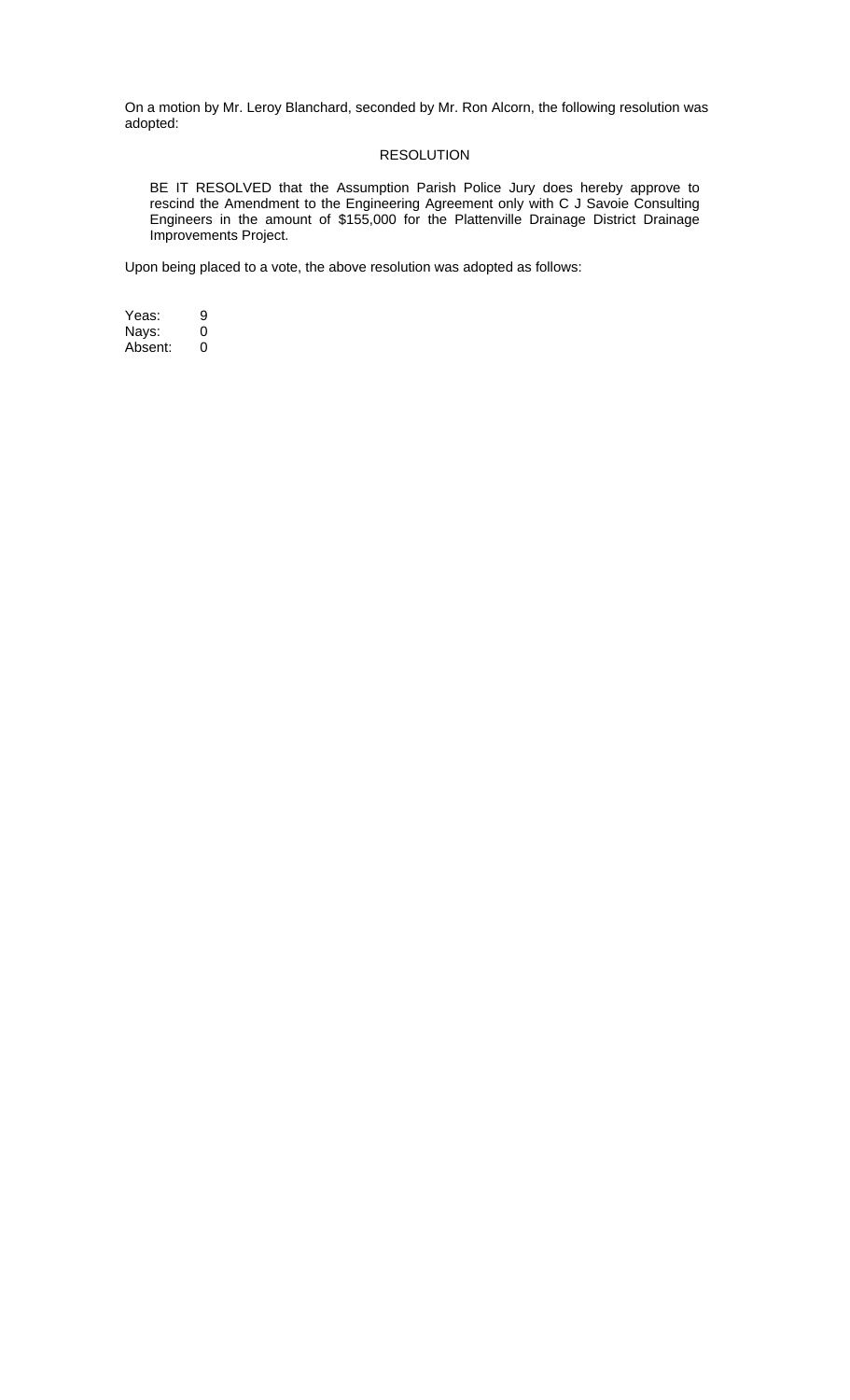On a motion by Mr. Leroy Blanchard, seconded by Mr. Ron Alcorn, the following resolution was adopted:

RESOLUTION

BE IT RESOLVED that the Assumption Parish Police Jury does hereby approve to rescind the Amendment to the Engineering Agreement only with C J Savoie Consulting Engineers in the amount of $155,000 for the Plattenville Drainage District Drainage Improvements Project.

Upon being placed to a vote, the above resolution was adopted as follows:

| | |
|---|---|
| Yeas: | 9 |
| Nays: | 0 |
| Absent: | 0 |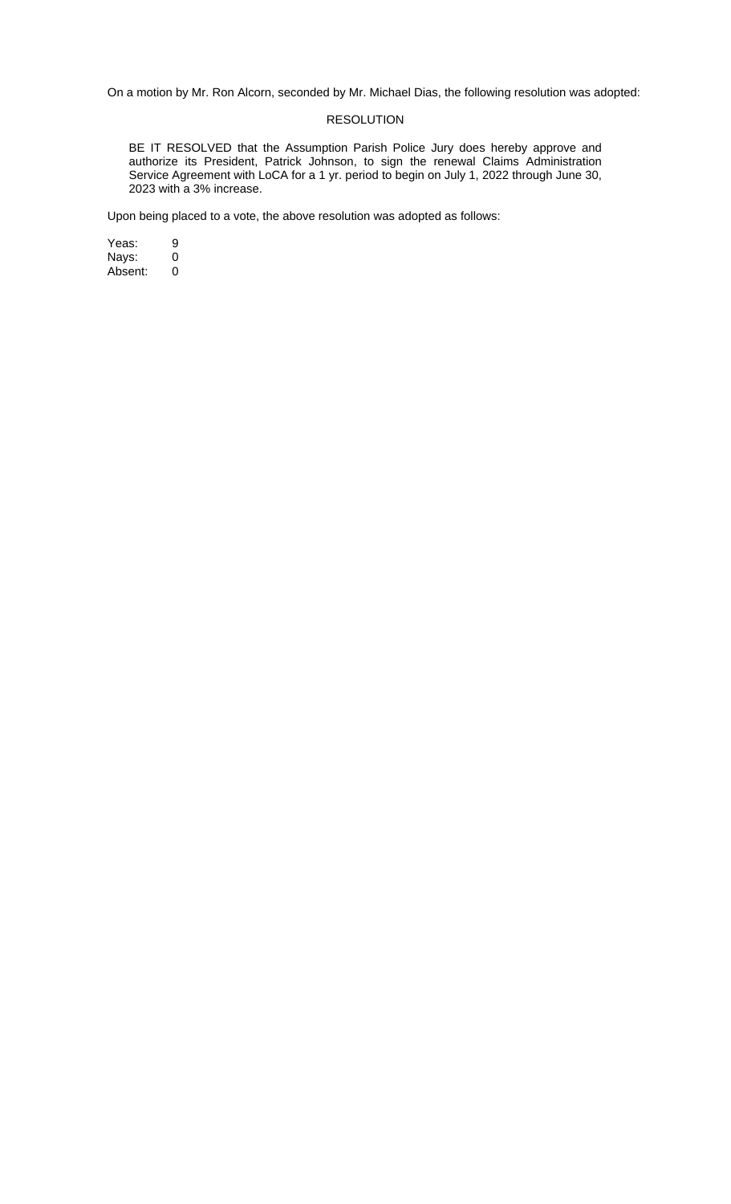On a motion by Mr. Ron Alcorn, seconded by Mr. Michael Dias, the following resolution was adopted:

RESOLUTION

BE IT RESOLVED that the Assumption Parish Police Jury does hereby approve and authorize its President, Patrick Johnson, to sign the renewal Claims Administration Service Agreement with LoCA for a 1 yr. period to begin on July 1, 2022 through June 30, 2023 with a 3% increase.

Upon being placed to a vote, the above resolution was adopted as follows:

Yeas: 9
Nays: 0
Absent: 0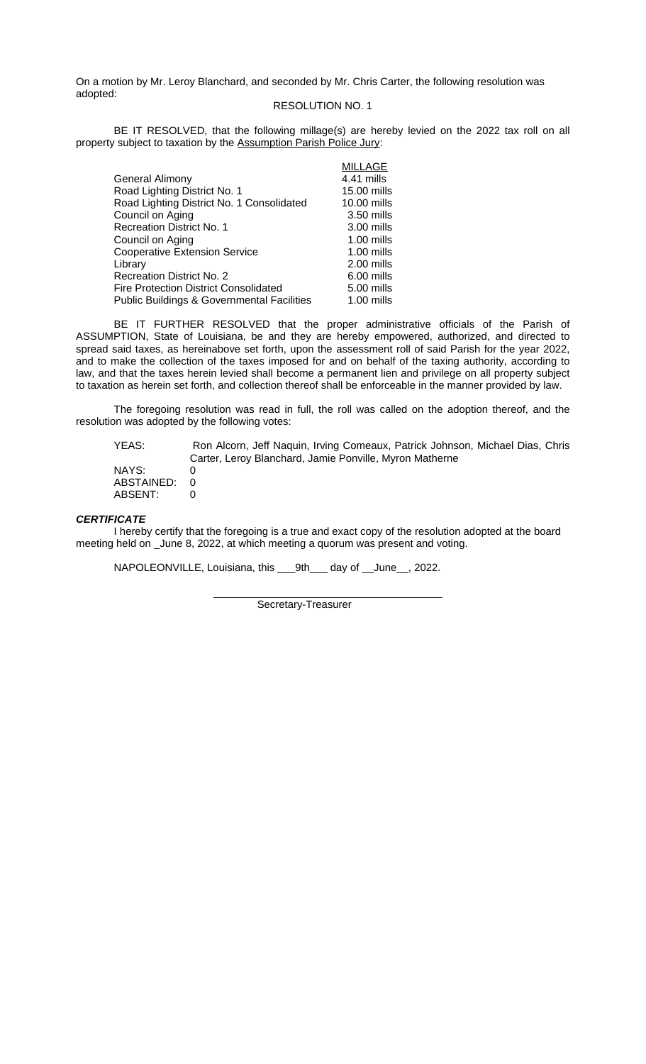On a motion by Mr. Leroy Blanchard, and seconded by Mr. Chris Carter, the following resolution was adopted:

RESOLUTION NO. 1

BE IT RESOLVED, that the following millage(s) are hereby levied on the 2022 tax roll on all property subject to taxation by the Assumption Parish Police Jury:

| | MILLAGE |
|---|---|
| General Alimony | 4.41 mills |
| Road Lighting District No. 1 | 15.00 mills |
| Road Lighting District No. 1 Consolidated | 10.00 mills |
| Council on Aging | 3.50 mills |
| Recreation District No. 1 | 3.00 mills |
| Council on Aging | 1.00 mills |
| Cooperative Extension Service | 1.00 mills |
| Library | 2.00 mills |
| Recreation District No. 2 | 6.00 mills |
| Fire Protection District Consolidated | 5.00 mills |
| Public Buildings & Governmental Facilities | 1.00 mills |

BE IT FURTHER RESOLVED that the proper administrative officials of the Parish of ASSUMPTION, State of Louisiana, be and they are hereby empowered, authorized, and directed to spread said taxes, as hereinabove set forth, upon the assessment roll of said Parish for the year 2022, and to make the collection of the taxes imposed for and on behalf of the taxing authority, according to law, and that the taxes herein levied shall become a permanent lien and privilege on all property subject to taxation as herein set forth, and collection thereof shall be enforceable in the manner provided by law.

The foregoing resolution was read in full, the roll was called on the adoption thereof, and the resolution was adopted by the following votes:

YEAS: Ron Alcorn, Jeff Naquin, Irving Comeaux, Patrick Johnson, Michael Dias, Chris Carter, Leroy Blanchard, Jamie Ponville, Myron Matherne
NAYS: 0
ABSTAINED: 0
ABSENT: 0

***CERTIFICATE***

I hereby certify that the foregoing is a true and exact copy of the resolution adopted at the board meeting held on _June 8, 2022, at which meeting a quorum was present and voting.

NAPOLEONVILLE, Louisiana, this ___9th___ day of __June__, 2022.

_______________________________________
Secretary-Treasurer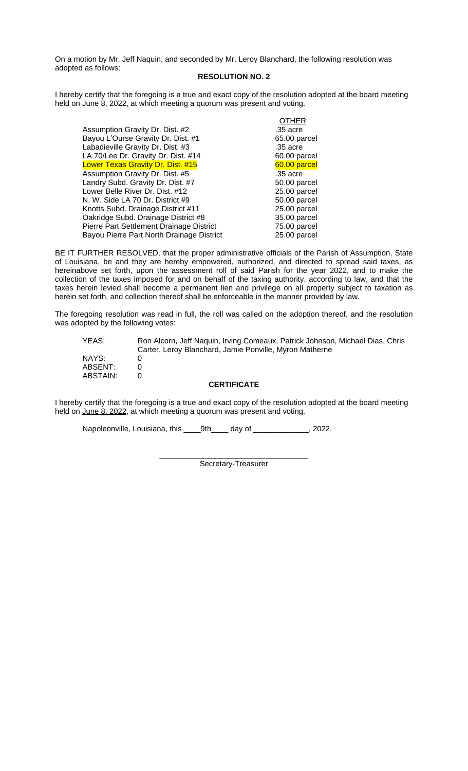On a motion by Mr. Jeff Naquin, and seconded by Mr. Leroy Blanchard, the following resolution was adopted as follows:

**RESOLUTION NO. 2**

I hereby certify that the foregoing is a true and exact copy of the resolution adopted at the board meeting held on June 8, 2022, at which meeting a quorum was present and voting.

| | OTHER |
|---|---|
| Assumption Gravity Dr. Dist. #2 | .35 acre |
| Bayou L'Ourse Gravity Dr. Dist. #1 | 65.00 parcel |
| Labadieville Gravity Dr. Dist. #3 | .35 acre |
| LA 70/Lee Dr. Gravity Dr. Dist. #14 | 60.00 parcel |
| Lower Texas Gravity Dr. Dist. #15 | 60.00 parcel |
| Assumption Gravity Dr. Dist. #5 | .35 acre |
| Landry Subd. Gravity Dr. Dist. #7 | 50.00 parcel |
| Lower Belle River Dr. Dist. #12 | 25.00 parcel |
| N. W. Side LA 70 Dr. District #9 | 50.00 parcel |
| Knotts Subd. Drainage District #11 | 25.00 parcel |
| Oakridge Subd. Drainage District #8 | 35.00 parcel |
| Pierre Part Settlement Drainage District | 75.00 parcel |
| Bayou Pierre Part North Drainage District | 25.00 parcel |

BE IT FURTHER RESOLVED, that the proper administrative officials of the Parish of Assumption, State of Louisiana, be and they are hereby empowered, authorized, and directed to spread said taxes, as hereinabove set forth, upon the assessment roll of said Parish for the year 2022, and to make the collection of the taxes imposed for and on behalf of the taxing authority, according to law, and that the taxes herein levied shall become a permanent lien and privilege on all property subject to taxation as herein set forth, and collection thereof shall be enforceable in the manner provided by law.

The foregoing resolution was read in full, the roll was called on the adoption thereof, and the resolution was adopted by the following votes:

YEAS: Ron Alcorn, Jeff Naquin, Irving Comeaux, Patrick Johnson, Michael Dias, Chris Carter, Leroy Blanchard, Jamie Ponville, Myron Matherne

NAYS: 0

ABSENT: 0

ABSTAIN: 0

**CERTIFICATE**

I hereby certify that the foregoing is a true and exact copy of the resolution adopted at the board meeting held on June 8, 2022, at which meeting a quorum was present and voting.

Napoleonville, Louisiana, this \_\_\_\_9th\_\_\_\_ day of \_\_\_\_\_\_\_\_\_\_\_\_\_, 2022.

\_\_\_\_\_\_\_\_\_\_\_\_\_\_\_\_\_\_\_\_\_\_\_\_\_\_\_\_\_\_\_\_\_\_\_

Secretary-Treasurer